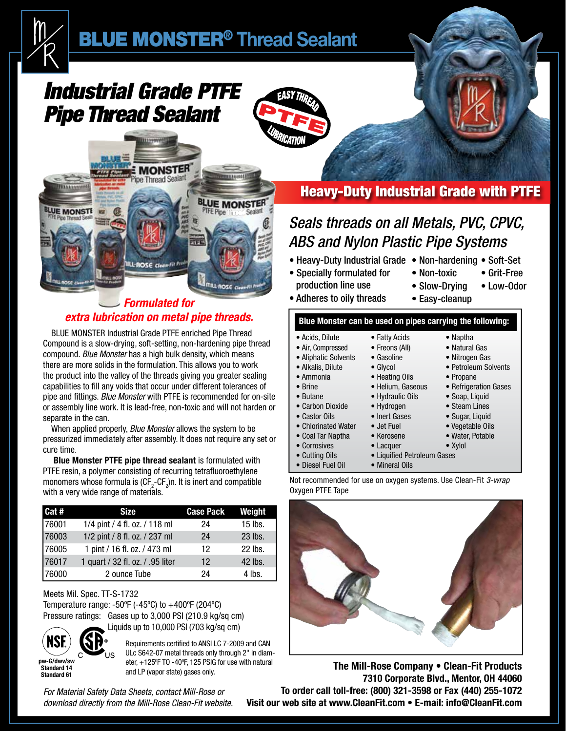# BLUE MONSTER® Thread Sealant

## Industrial Grade PTFE Pipe Thread Sealant

EASY THREAD PTFE LUBRICATION

***Formulated for extra lubrication on metal pipe threads.***

BLUE MONSTER Industrial Grade PTFE enriched Pipe Thread Compound is a slow-drying, soft-setting, non-hardening pipe thread compound. *Blue Monster* has a high bulk density, which means there are more solids in the formulation. This allows you to work the product into the valley of the threads giving you greater sealing capabilities to fill any voids that occur under different tolerances of pipe and fittings. *Blue Monster* with PTFE is recommended for on-site or assembly line work. It is lead-free, non-toxic and will not harden or separate in the can.

When applied properly, *Blue Monster* allows the system to be pressurized immediately after assembly. It does not require any set or cure time.

**Blue Monster PTFE pipe thread sealant** is formulated with PTFE resin, a polymer consisting of recurring tetrafluoroethylene monomers whose formula is $(CF_2\text{-}CF_2)n$. It is inert and compatible with a very wide range of materials.

| Cat # | Size | Case Pack | Weight |
|---|---|---|---|
| 76001 | 1/4 pint / 4 fl. oz. / 118 ml | 24 | 15 lbs. |
| 76003 | 1/2 pint / 8 fl. oz. / 237 ml | 24 | 23 lbs. |
| 76005 | 1 pint / 16 fl. oz. / 473 ml | 12 | 22 lbs. |
| 76017 | 1 quart / 32 fl. oz. / .95 liter | 12 | 42 lbs. |
| 76000 | 2 ounce Tube | 24 | 4 lbs. |

Meets Mil. Spec. TT-S-1732

Temperature range: -50ºF (-45ºC) to +400ºF (204ºC)

Pressure ratings: Gases up to 3,000 PSI (210.9 kg/sq cm)
Liquids up to 10,000 PSI (703 kg/sq cm)

NSF pw-G/dwv/sw Standard 14 Standard 61

Requirements certified to ANSI LC 7-2009 and CAN ULc S642-07 metal threads only through 2" in diameter, +125ºF TO -40ºF, 125 PSIG for use with natural and LP (vapor state) gases only.

*For Material Safety Data Sheets, contact Mill-Rose or download directly from the Mill-Rose Clean-Fit website.*

## Heavy-Duty Industrial Grade with PTFE

### *Seals threads on all Metals, PVC, CPVC, ABS and Nylon Plastic Pipe Systems*

- Heavy-Duty Industrial Grade
- Specially formulated for production line use
- Adheres to oily threads
- Non-hardening
- Non-toxic
- Slow-Drying
- Easy-cleanup
- Soft-Set
- Grit-Free
- Low-Odor

**Blue Monster can be used on pipes carrying the following:**

- Acids, Dilute
- Air, Compressed
- Aliphatic Solvents
- Alkalis, Dilute
- Ammonia
- Brine
- Butane
- Carbon Dioxide
- Castor Oils
- Chlorinated Water
- Coal Tar Naptha
- Corrosives
- Cutting Oils
- Diesel Fuel Oil
- Fatty Acids
- Freons (All)
- Gasoline
- Glycol
- Heating Oils
- Helium, Gaseous
- Hydraulic Oils
- Hydrogen
- Inert Gases
- Jet Fuel
- Kerosene
- Lacquer
- Liquified Petroleum Gases
- Mineral Oils
- Naptha
- Natural Gas
- Nitrogen Gas
- Petroleum Solvents
- Propane
- Refrigeration Gases
- Soap, Liquid
- Steam Lines
- Sugar, Liquid
- Vegetable Oils
- Water, Potable
- Xylol

Not recommended for use on oxygen systems. Use Clean-Fit *3-wrap* Oxygen PTFE Tape

**The Mill-Rose Company • Clean-Fit Products**
**7310 Corporate Blvd., Mentor, OH 44060**
**To order call toll-free: (800) 321-3598 or Fax (440) 255-1072**
**Visit our web site at www.CleanFit.com • E-mail: info@CleanFit.com**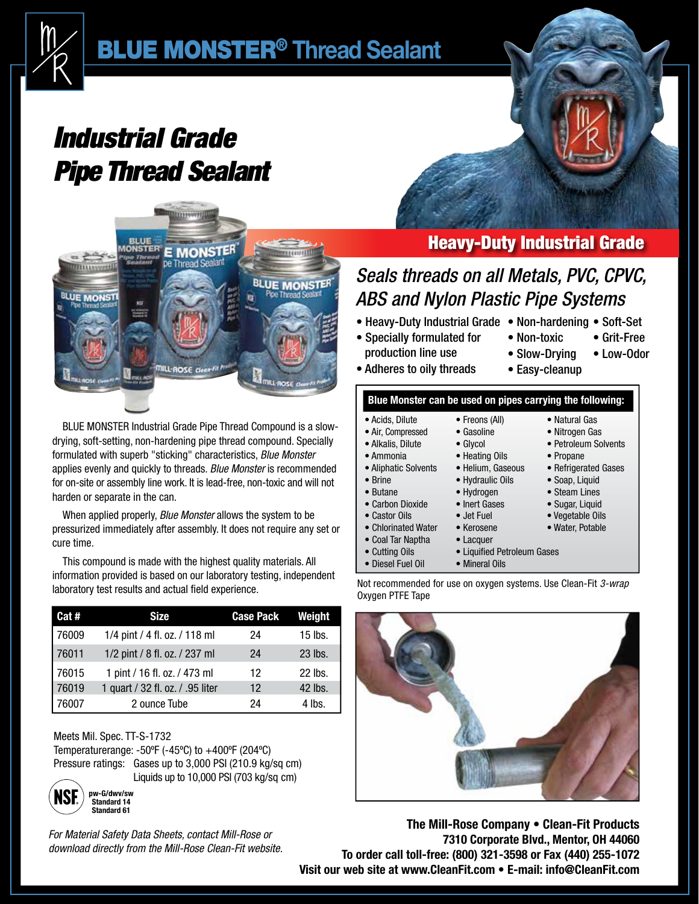# BLUE MONSTER® Thread Sealant

## *Industrial Grade Pipe Thread Sealant*

## Heavy-Duty Industrial Grade

### *Seals threads on all Metals, PVC, CPVC, ABS and Nylon Plastic Pipe Systems*

- Heavy-Duty Industrial Grade
- Specially formulated for production line use
- Adheres to oily threads
- Non-hardening
- Non-toxic
- Slow-Drying
- Easy-cleanup
- Soft-Set
- Grit-Free
- Low-Odor

BLUE MONSTER Industrial Grade Pipe Thread Compound is a slow-drying, soft-setting, non-hardening pipe thread compound. Specially formulated with superb "sticking" characteristics, *Blue Monster* applies evenly and quickly to threads. *Blue Monster* is recommended for on-site or assembly line work. It is lead-free, non-toxic and will not harden or separate in the can.

When applied properly, *Blue Monster* allows the system to be pressurized immediately after assembly. It does not require any set or cure time.

This compound is made with the highest quality materials. All information provided is based on our laboratory testing, independent laboratory test results and actual field experience.

| Cat # | Size | Case Pack | Weight |
|---|---|---|---|
| 76009 | 1/4 pint / 4 fl. oz. / 118 ml | 24 | 15 lbs. |
| 76011 | 1/2 pint / 8 fl. oz. / 237 ml | 24 | 23 lbs. |
| 76015 | 1 pint / 16 fl. oz. / 473 ml | 12 | 22 lbs. |
| 76019 | 1 quart / 32 fl. oz. / .95 liter | 12 | 42 lbs. |
| 76007 | 2 ounce Tube | 24 | 4 lbs. |

Meets Mil. Spec. TT-S-1732

Temperaturerange: -50ºF (-45ºC) to +400ºF (204ºC)

Pressure ratings: Gases up to 3,000 PSI (210.9 kg/sq cm)
Liquids up to 10,000 PSI (703 kg/sq cm)

NSF pw-G/dwv/sw
Standard 14
Standard 61

*For Material Safety Data Sheets, contact Mill-Rose or download directly from the Mill-Rose Clean-Fit website.*

**Blue Monster can be used on pipes carrying the following:**

- Acids, Dilute
- Air, Compressed
- Alkalis, Dilute
- Ammonia
- Aliphatic Solvents
- Brine
- Butane
- Carbon Dioxide
- Castor Oils
- Chlorinated Water
- Coal Tar Naptha
- Cutting Oils
- Diesel Fuel Oil
- Freons (All)
- Gasoline
- Glycol
- Heating Oils
- Helium, Gaseous
- Hydraulic Oils
- Hydrogen
- Inert Gases
- Jet Fuel
- Kerosene
- Lacquer
- Liquified Petroleum Gases
- Mineral Oils
- Natural Gas
- Nitrogen Gas
- Petroleum Solvents
- Propane
- Refrigerated Gases
- Soap, Liquid
- Steam Lines
- Sugar, Liquid
- Vegetable Oils
- Water, Potable

Not recommended for use on oxygen systems. Use Clean-Fit *3-wrap* Oxygen PTFE Tape

**The Mill-Rose Company • Clean-Fit Products**
**7310 Corporate Blvd., Mentor, OH 44060**
**To order call toll-free: (800) 321-3598 or Fax (440) 255-1072**
**Visit our web site at www.CleanFit.com • E-mail: info@CleanFit.com**